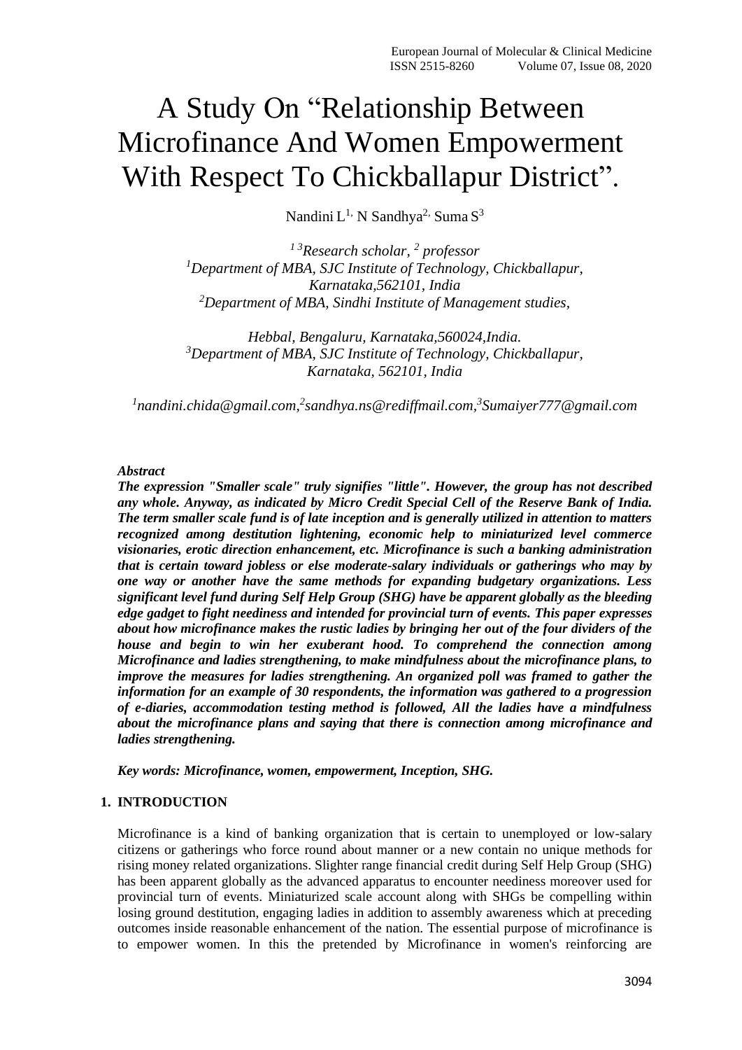# A Study On "Relationship Between Microfinance And Women Empowerment With Respect To Chickballapur District".

Nandini L[1], N Sandhya[2], Suma S[3]

*[1 3]Research scholar, [2] professor*
*[1]Department of MBA, SJC Institute of Technology, Chickballapur, Karnataka,562101, India*
*[2]Department of MBA, Sindhi Institute of Management studies,*

*Hebbal, Bengaluru, Karnataka,560024,India.*
*[3]Department of MBA, SJC Institute of Technology, Chickballapur, Karnataka, 562101, India*

*[1]nandini.chida@gmail.com,[2]sandhya.ns@rediffmail.com,[3]Sumaiyer777@gmail.com*

***Abstract***

***The expression "Smaller scale" truly signifies "little". However, the group has not described any whole. Anyway, as indicated by Micro Credit Special Cell of the Reserve Bank of India. The term smaller scale fund is of late inception and is generally utilized in attention to matters recognized among destitution lightening, economic help to miniaturized level commerce visionaries, erotic direction enhancement, etc. Microfinance is such a banking administration that is certain toward jobless or else moderate-salary individuals or gatherings who may by one way or another have the same methods for expanding budgetary organizations. Less significant level fund during Self Help Group (SHG) have be apparent globally as the bleeding edge gadget to fight neediness and intended for provincial turn of events. This paper expresses about how microfinance makes the rustic ladies by bringing her out of the four dividers of the house and begin to win her exuberant hood. To comprehend the connection among Microfinance and ladies strengthening, to make mindfulness about the microfinance plans, to improve the measures for ladies strengthening. An organized poll was framed to gather the information for an example of 30 respondents, the information was gathered to a progression of e-diaries, accommodation testing method is followed, All the ladies have a mindfulness about the microfinance plans and saying that there is connection among microfinance and ladies strengthening.***

***Key words: Microfinance, women, empowerment, Inception, SHG.***

## 1. INTRODUCTION

Microfinance is a kind of banking organization that is certain to unemployed or low-salary citizens or gatherings who force round about manner or a new contain no unique methods for rising money related organizations. Slighter range financial credit during Self Help Group (SHG) has been apparent globally as the advanced apparatus to encounter neediness moreover used for provincial turn of events. Miniaturized scale account along with SHGs be compelling within losing ground destitution, engaging ladies in addition to assembly awareness which at preceding outcomes inside reasonable enhancement of the nation. The essential purpose of microfinance is to empower women. In this the pretended by Microfinance in women's reinforcing are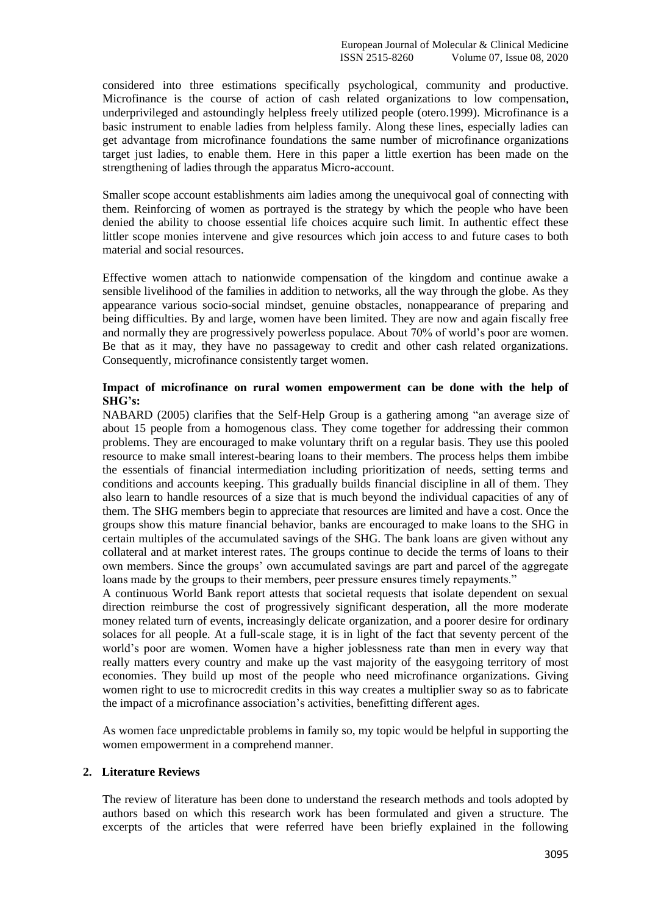considered into three estimations specifically psychological, community and productive. Microfinance is the course of action of cash related organizations to low compensation, underprivileged and astoundingly helpless freely utilized people (otero.1999). Microfinance is a basic instrument to enable ladies from helpless family. Along these lines, especially ladies can get advantage from microfinance foundations the same number of microfinance organizations target just ladies, to enable them. Here in this paper a little exertion has been made on the strengthening of ladies through the apparatus Micro-account.

Smaller scope account establishments aim ladies among the unequivocal goal of connecting with them. Reinforcing of women as portrayed is the strategy by which the people who have been denied the ability to choose essential life choices acquire such limit. In authentic effect these littler scope monies intervene and give resources which join access to and future cases to both material and social resources.

Effective women attach to nationwide compensation of the kingdom and continue awake a sensible livelihood of the families in addition to networks, all the way through the globe. As they appearance various socio-social mindset, genuine obstacles, nonappearance of preparing and being difficulties. By and large, women have been limited. They are now and again fiscally free and normally they are progressively powerless populace. About 70% of world's poor are women. Be that as it may, they have no passageway to credit and other cash related organizations. Consequently, microfinance consistently target women.

**Impact of microfinance on rural women empowerment can be done with the help of SHG's:**

NABARD (2005) clarifies that the Self-Help Group is a gathering among "an average size of about 15 people from a homogenous class. They come together for addressing their common problems. They are encouraged to make voluntary thrift on a regular basis. They use this pooled resource to make small interest-bearing loans to their members. The process helps them imbibe the essentials of financial intermediation including prioritization of needs, setting terms and conditions and accounts keeping. This gradually builds financial discipline in all of them. They also learn to handle resources of a size that is much beyond the individual capacities of any of them. The SHG members begin to appreciate that resources are limited and have a cost. Once the groups show this mature financial behavior, banks are encouraged to make loans to the SHG in certain multiples of the accumulated savings of the SHG. The bank loans are given without any collateral and at market interest rates. The groups continue to decide the terms of loans to their own members. Since the groups' own accumulated savings are part and parcel of the aggregate loans made by the groups to their members, peer pressure ensures timely repayments."

A continuous World Bank report attests that societal requests that isolate dependent on sexual direction reimburse the cost of progressively significant desperation, all the more moderate money related turn of events, increasingly delicate organization, and a poorer desire for ordinary solaces for all people. At a full-scale stage, it is in light of the fact that seventy percent of the world's poor are women. Women have a higher joblessness rate than men in every way that really matters every country and make up the vast majority of the easygoing territory of most economies. They build up most of the people who need microfinance organizations. Giving women right to use to microcredit credits in this way creates a multiplier sway so as to fabricate the impact of a microfinance association's activities, benefitting different ages.

As women face unpredictable problems in family so, my topic would be helpful in supporting the women empowerment in a comprehend manner.

## 2. Literature Reviews

The review of literature has been done to understand the research methods and tools adopted by authors based on which this research work has been formulated and given a structure. The excerpts of the articles that were referred have been briefly explained in the following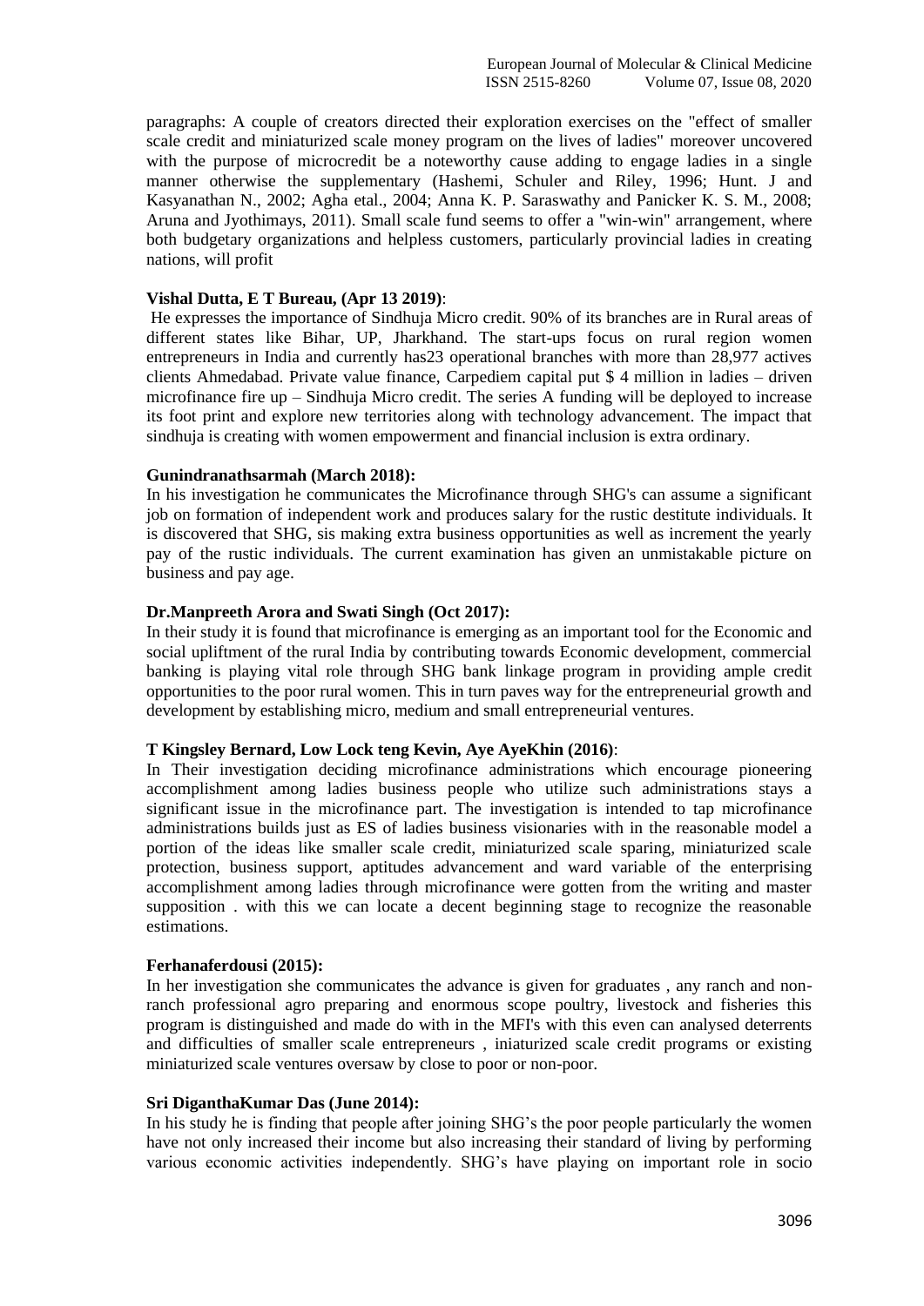paragraphs: A couple of creators directed their exploration exercises on the "effect of smaller scale credit and miniaturized scale money program on the lives of ladies" moreover uncovered with the purpose of microcredit be a noteworthy cause adding to engage ladies in a single manner otherwise the supplementary (Hashemi, Schuler and Riley, 1996; Hunt. J and Kasyanathan N., 2002; Agha etal., 2004; Anna K. P. Saraswathy and Panicker K. S. M., 2008; Aruna and Jyothimays, 2011). Small scale fund seems to offer a "win-win" arrangement, where both budgetary organizations and helpless customers, particularly provincial ladies in creating nations, will profit

**Vishal Dutta, E T Bureau, (Apr 13 2019)**:

He expresses the importance of Sindhuja Micro credit. 90% of its branches are in Rural areas of different states like Bihar, UP, Jharkhand. The start-ups focus on rural region women entrepreneurs in India and currently has23 operational branches with more than 28,977 actives clients Ahmedabad. Private value finance, Carpediem capital put $ 4 million in ladies – driven microfinance fire up – Sindhuja Micro credit. The series A funding will be deployed to increase its foot print and explore new territories along with technology advancement. The impact that sindhuja is creating with women empowerment and financial inclusion is extra ordinary.

**Gunindranathsarmah (March 2018):**

In his investigation he communicates the Microfinance through SHG's can assume a significant job on formation of independent work and produces salary for the rustic destitute individuals. It is discovered that SHG, sis making extra business opportunities as well as increment the yearly pay of the rustic individuals. The current examination has given an unmistakable picture on business and pay age.

**Dr.Manpreeth Arora and Swati Singh (Oct 2017):**

In their study it is found that microfinance is emerging as an important tool for the Economic and social upliftment of the rural India by contributing towards Economic development, commercial banking is playing vital role through SHG bank linkage program in providing ample credit opportunities to the poor rural women. This in turn paves way for the entrepreneurial growth and development by establishing micro, medium and small entrepreneurial ventures.

**T Kingsley Bernard, Low Lock teng Kevin, Aye AyeKhin (2016)**:

In Their investigation deciding microfinance administrations which encourage pioneering accomplishment among ladies business people who utilize such administrations stays a significant issue in the microfinance part. The investigation is intended to tap microfinance administrations builds just as ES of ladies business visionaries with in the reasonable model a portion of the ideas like smaller scale credit, miniaturized scale sparing, miniaturized scale protection, business support, aptitudes advancement and ward variable of the enterprising accomplishment among ladies through microfinance were gotten from the writing and master supposition . with this we can locate a decent beginning stage to recognize the reasonable estimations.

**Ferhanaferdousi (2015):**

In her investigation she communicates the advance is given for graduates , any ranch and non-ranch professional agro preparing and enormous scope poultry, livestock and fisheries this program is distinguished and made do with in the MFI's with this even can analysed deterrents and difficulties of smaller scale entrepreneurs , iniaturized scale credit programs or existing miniaturized scale ventures oversaw by close to poor or non-poor.

**Sri DiganthaKumar Das (June 2014):**

In his study he is finding that people after joining SHG's the poor people particularly the women have not only increased their income but also increasing their standard of living by performing various economic activities independently. SHG's have playing on important role in socio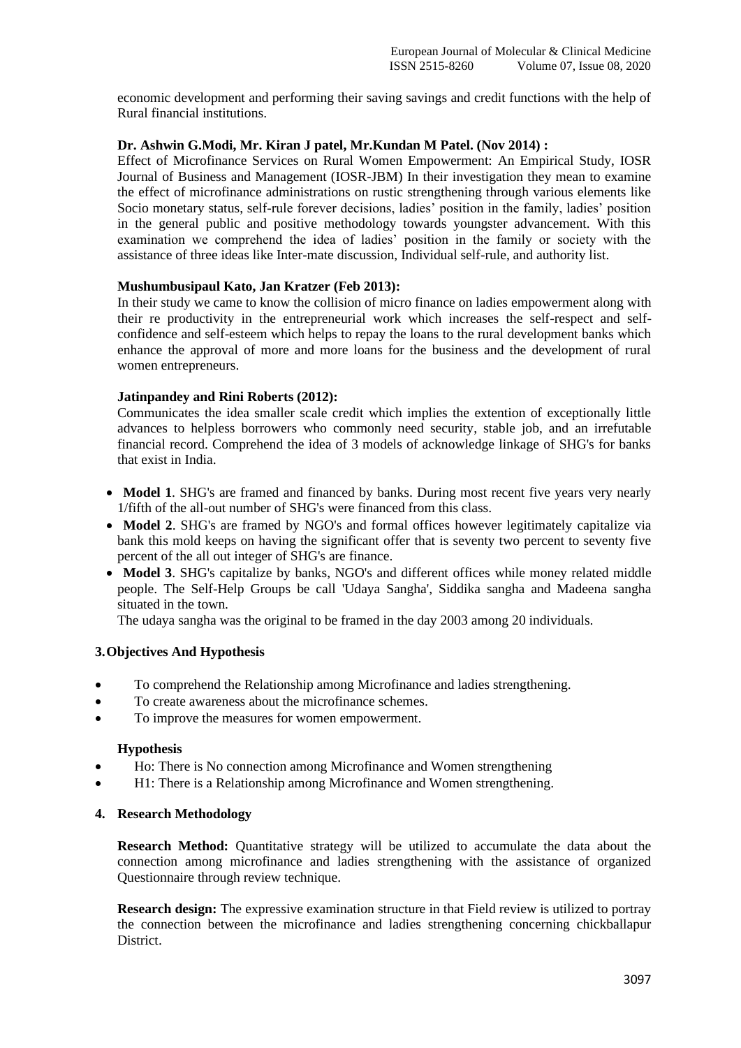economic development and performing their saving savings and credit functions with the help of Rural financial institutions.

**Dr. Ashwin G.Modi, Mr. Kiran J patel, Mr.Kundan M Patel. (Nov 2014) :**

Effect of Microfinance Services on Rural Women Empowerment: An Empirical Study, IOSR Journal of Business and Management (IOSR-JBM) In their investigation they mean to examine the effect of microfinance administrations on rustic strengthening through various elements like Socio monetary status, self-rule forever decisions, ladies' position in the family, ladies' position in the general public and positive methodology towards youngster advancement. With this examination we comprehend the idea of ladies' position in the family or society with the assistance of three ideas like Inter-mate discussion, Individual self-rule, and authority list.

**Mushumbusipaul Kato, Jan Kratzer (Feb 2013):**

In their study we came to know the collision of micro finance on ladies empowerment along with their re productivity in the entrepreneurial work which increases the self-respect and self-confidence and self-esteem which helps to repay the loans to the rural development banks which enhance the approval of more and more loans for the business and the development of rural women entrepreneurs.

**Jatinpandey and Rini Roberts (2012):**

Communicates the idea smaller scale credit which implies the extention of exceptionally little advances to helpless borrowers who commonly need security, stable job, and an irrefutable financial record. Comprehend the idea of 3 models of acknowledge linkage of SHG's for banks that exist in India.

- **Model 1**. SHG's are framed and financed by banks. During most recent five years very nearly 1/fifth of the all-out number of SHG's were financed from this class.
- **Model 2**. SHG's are framed by NGO's and formal offices however legitimately capitalize via bank this mold keeps on having the significant offer that is seventy two percent to seventy five percent of the all out integer of SHG's are finance.
- **Model 3**. SHG's capitalize by banks, NGO's and different offices while money related middle people. The Self-Help Groups be call 'Udaya Sangha', Siddika sangha and Madeena sangha situated in the town.

  The udaya sangha was the original to be framed in the day 2003 among 20 individuals.

## 3. Objectives And Hypothesis

- To comprehend the Relationship among Microfinance and ladies strengthening.
- To create awareness about the microfinance schemes.
- To improve the measures for women empowerment.

**Hypothesis**

- Ho: There is No connection among Microfinance and Women strengthening
- H1: There is a Relationship among Microfinance and Women strengthening.

## 4. Research Methodology

**Research Method:** Quantitative strategy will be utilized to accumulate the data about the connection among microfinance and ladies strengthening with the assistance of organized Questionnaire through review technique.

**Research design:** The expressive examination structure in that Field review is utilized to portray the connection between the microfinance and ladies strengthening concerning chickballapur District.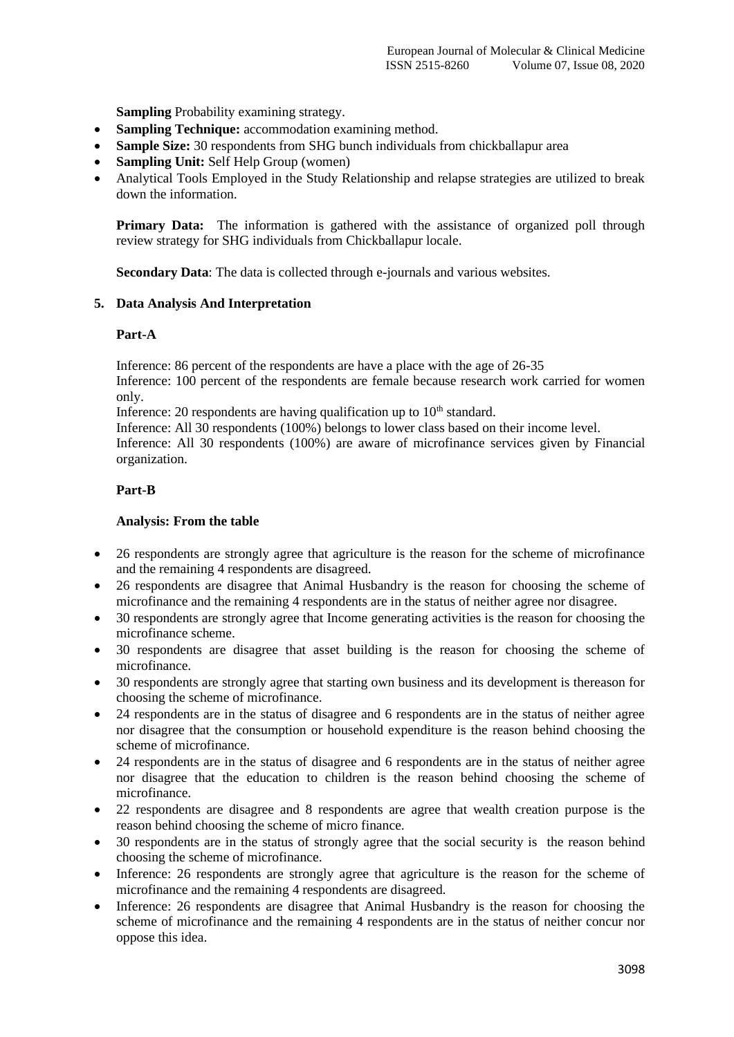**Sampling** Probability examining strategy.

- **Sampling Technique:** accommodation examining method.
- **Sample Size:** 30 respondents from SHG bunch individuals from chickballapur area
- **Sampling Unit:** Self Help Group (women)
- Analytical Tools Employed in the Study Relationship and relapse strategies are utilized to break down the information.

**Primary Data:** The information is gathered with the assistance of organized poll through review strategy for SHG individuals from Chickballapur locale.

**Secondary Data**: The data is collected through e-journals and various websites.

## 5. Data Analysis And Interpretation

### Part-A

Inference: 86 percent of the respondents are have a place with the age of 26-35

Inference: 100 percent of the respondents are female because research work carried for women only.

Inference: 20 respondents are having qualification up to 10th standard.

Inference: All 30 respondents (100%) belongs to lower class based on their income level.

Inference: All 30 respondents (100%) are aware of microfinance services given by Financial organization.

### Part-B

**Analysis: From the table**

- 26 respondents are strongly agree that agriculture is the reason for the scheme of microfinance and the remaining 4 respondents are disagreed.
- 26 respondents are disagree that Animal Husbandry is the reason for choosing the scheme of microfinance and the remaining 4 respondents are in the status of neither agree nor disagree.
- 30 respondents are strongly agree that Income generating activities is the reason for choosing the microfinance scheme.
- 30 respondents are disagree that asset building is the reason for choosing the scheme of microfinance.
- 30 respondents are strongly agree that starting own business and its development is thereason for choosing the scheme of microfinance.
- 24 respondents are in the status of disagree and 6 respondents are in the status of neither agree nor disagree that the consumption or household expenditure is the reason behind choosing the scheme of microfinance.
- 24 respondents are in the status of disagree and 6 respondents are in the status of neither agree nor disagree that the education to children is the reason behind choosing the scheme of microfinance.
- 22 respondents are disagree and 8 respondents are agree that wealth creation purpose is the reason behind choosing the scheme of micro finance.
- 30 respondents are in the status of strongly agree that the social security is the reason behind choosing the scheme of microfinance.
- Inference: 26 respondents are strongly agree that agriculture is the reason for the scheme of microfinance and the remaining 4 respondents are disagreed.
- Inference: 26 respondents are disagree that Animal Husbandry is the reason for choosing the scheme of microfinance and the remaining 4 respondents are in the status of neither concur nor oppose this idea.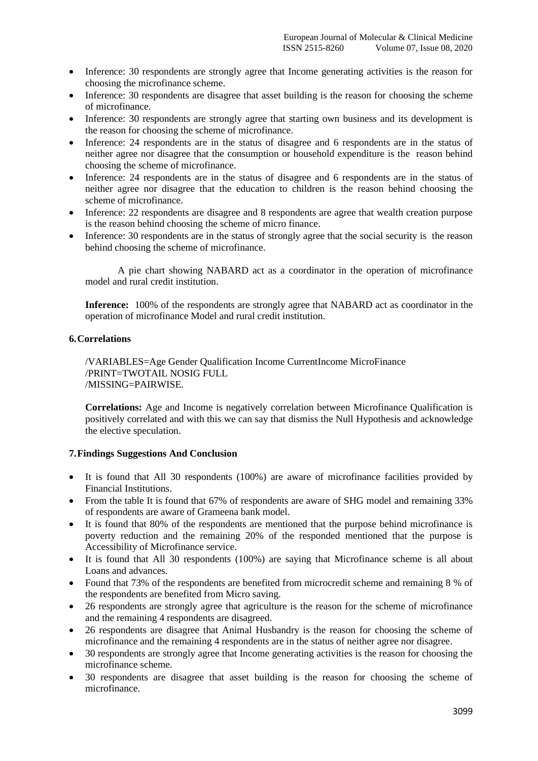- Inference: 30 respondents are strongly agree that Income generating activities is the reason for choosing the microfinance scheme.
- Inference: 30 respondents are disagree that asset building is the reason for choosing the scheme of microfinance.
- Inference: 30 respondents are strongly agree that starting own business and its development is the reason for choosing the scheme of microfinance.
- Inference: 24 respondents are in the status of disagree and 6 respondents are in the status of neither agree nor disagree that the consumption or household expenditure is the reason behind choosing the scheme of microfinance.
- Inference: 24 respondents are in the status of disagree and 6 respondents are in the status of neither agree nor disagree that the education to children is the reason behind choosing the scheme of microfinance.
- Inference: 22 respondents are disagree and 8 respondents are agree that wealth creation purpose is the reason behind choosing the scheme of micro finance.
- Inference: 30 respondents are in the status of strongly agree that the social security is the reason behind choosing the scheme of microfinance.

A pie chart showing NABARD act as a coordinator in the operation of microfinance model and rural credit institution.

**Inference:** 100% of the respondents are strongly agree that NABARD act as coordinator in the operation of microfinance Model and rural credit institution.

## 6. Correlations

```
/VARIABLES=Age Gender Qualification Income CurrentIncome MicroFinance
/PRINT=TWOTAIL NOSIG FULL
/MISSING=PAIRWISE.
```

**Correlations:** Age and Income is negatively correlation between Microfinance Qualification is positively correlated and with this we can say that dismiss the Null Hypothesis and acknowledge the elective speculation.

## 7. Findings Suggestions And Conclusion

- It is found that All 30 respondents (100%) are aware of microfinance facilities provided by Financial Institutions.
- From the table It is found that 67% of respondents are aware of SHG model and remaining 33% of respondents are aware of Grameena bank model.
- It is found that 80% of the respondents are mentioned that the purpose behind microfinance is poverty reduction and the remaining 20% of the responded mentioned that the purpose is Accessibility of Microfinance service.
- It is found that All 30 respondents (100%) are saying that Microfinance scheme is all about Loans and advances.
- Found that 73% of the respondents are benefited from microcredit scheme and remaining 8 % of the respondents are benefited from Micro saving.
- 26 respondents are strongly agree that agriculture is the reason for the scheme of microfinance and the remaining 4 respondents are disagreed.
- 26 respondents are disagree that Animal Husbandry is the reason for choosing the scheme of microfinance and the remaining 4 respondents are in the status of neither agree nor disagree.
- 30 respondents are strongly agree that Income generating activities is the reason for choosing the microfinance scheme.
- 30 respondents are disagree that asset building is the reason for choosing the scheme of microfinance.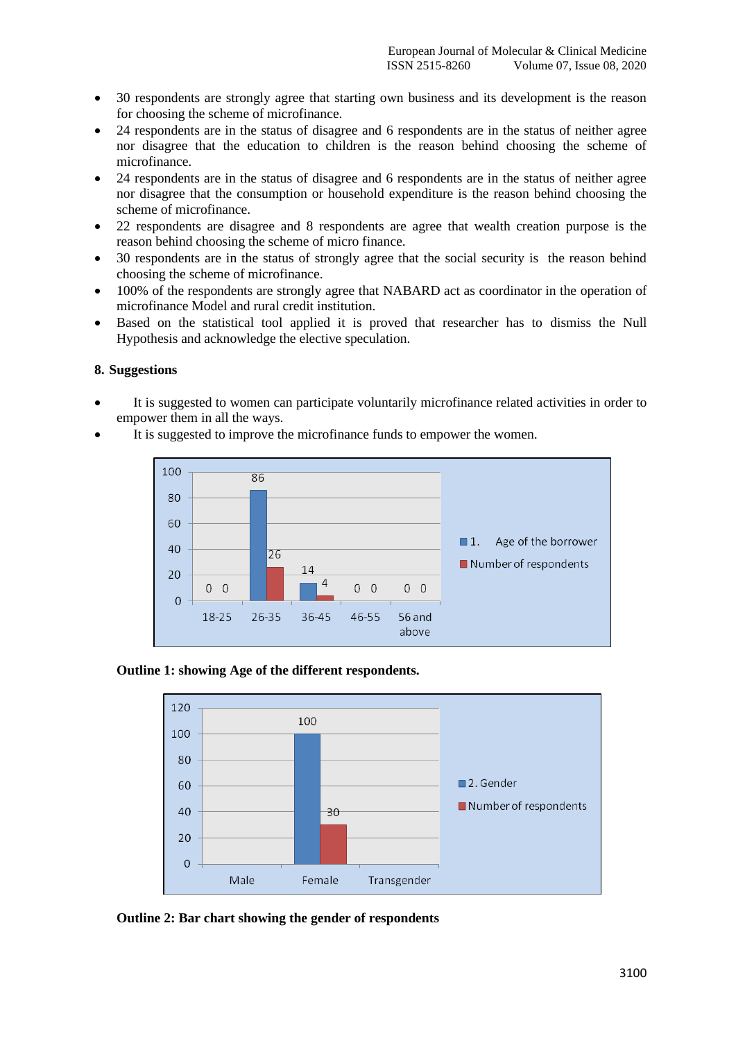- 30 respondents are strongly agree that starting own business and its development is the reason for choosing the scheme of microfinance.
- 24 respondents are in the status of disagree and 6 respondents are in the status of neither agree nor disagree that the education to children is the reason behind choosing the scheme of microfinance.
- 24 respondents are in the status of disagree and 6 respondents are in the status of neither agree nor disagree that the consumption or household expenditure is the reason behind choosing the scheme of microfinance.
- 22 respondents are disagree and 8 respondents are agree that wealth creation purpose is the reason behind choosing the scheme of micro finance.
- 30 respondents are in the status of strongly agree that the social security is the reason behind choosing the scheme of microfinance.
- 100% of the respondents are strongly agree that NABARD act as coordinator in the operation of microfinance Model and rural credit institution.
- Based on the statistical tool applied it is proved that researcher has to dismiss the Null Hypothesis and acknowledge the elective speculation.

## 8. Suggestions

- It is suggested to women can participate voluntarily microfinance related activities in order to empower them in all the ways.
- It is suggested to improve the microfinance funds to empower the women.

| | 18-25 | 26-35 | 36-45 | 46-55 | 56 and above |
|---|---|---|---|---|---|
| 1. Age of the borrower | 0 | 86 | 14 | 0 | 0 |
| Number of respondents | 0 | 26 | 4 | 0 | 0 |

**Outline 1: showing Age of the different respondents.**

| | Male | Female | Transgender |
|---|---|---|---|
| 2. Gender | | 100 | |
| Number of respondents | | 30 | |

**Outline 2: Bar chart showing the gender of respondents**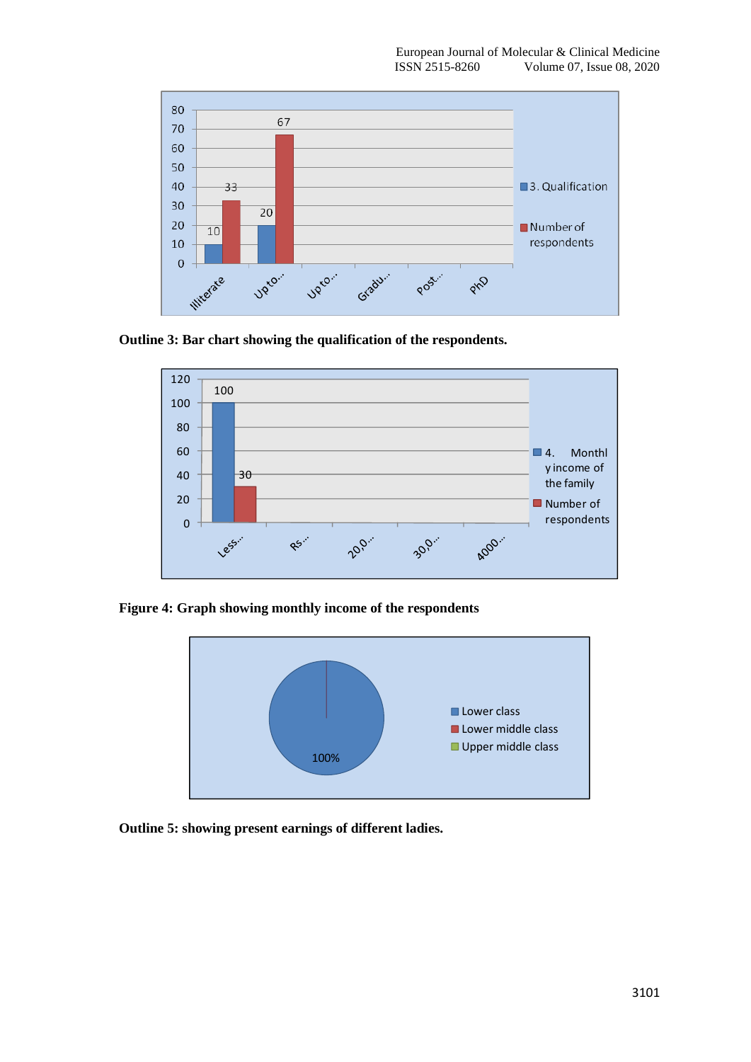**Outline 3: Bar chart showing the qualification of the respondents.**

**Figure 4: Graph showing monthly income of the respondents**

**Outline 5: showing present earnings of different ladies.**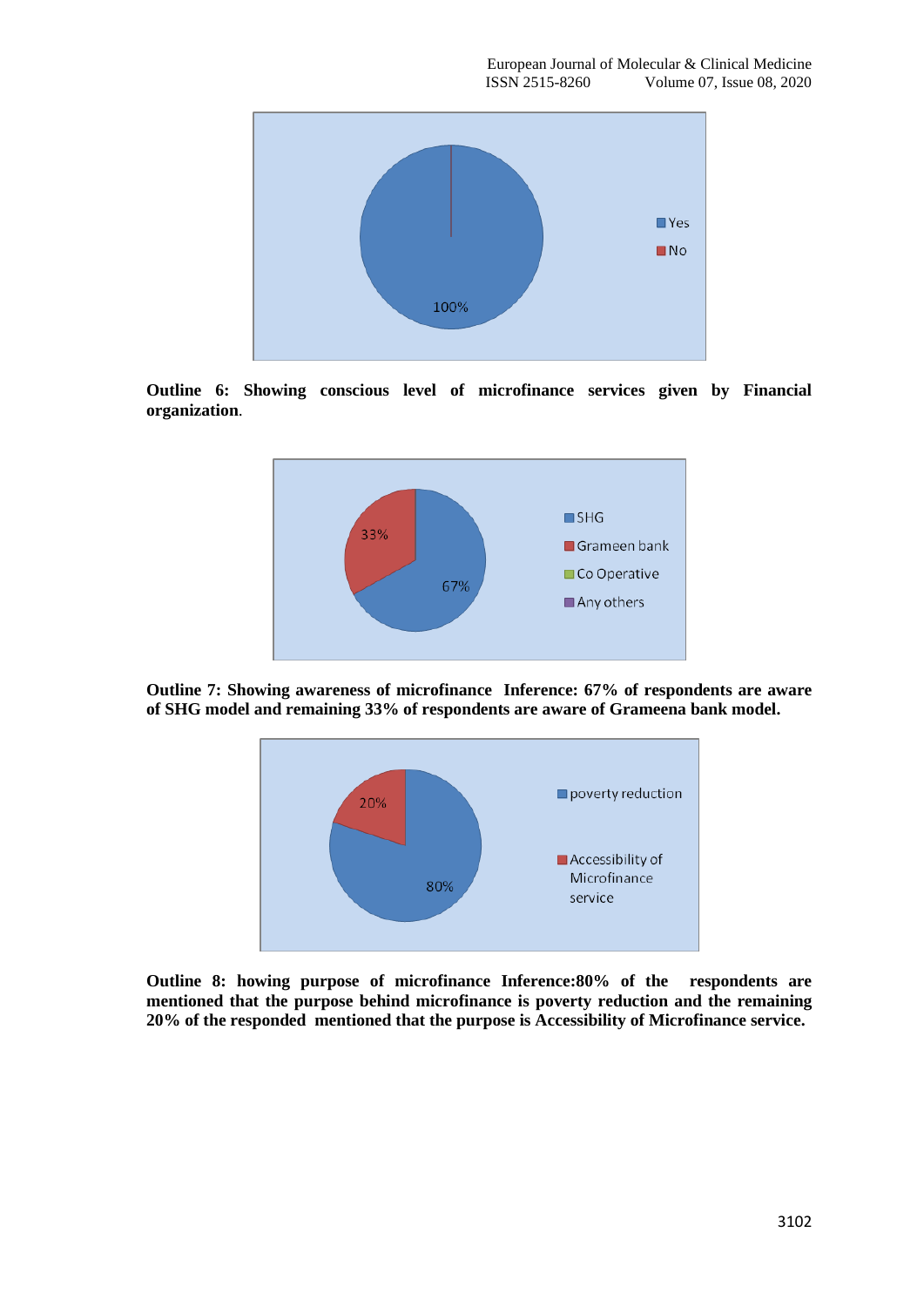**Outline 6: Showing conscious level of microfinance services given by Financial organization**.

**Outline 7: Showing awareness of microfinance Inference: 67% of respondents are aware of SHG model and remaining 33% of respondents are aware of Grameena bank model.**

**Outline 8: howing purpose of microfinance Inference:80% of the respondents are mentioned that the purpose behind microfinance is poverty reduction and the remaining 20% of the responded mentioned that the purpose is Accessibility of Microfinance service.**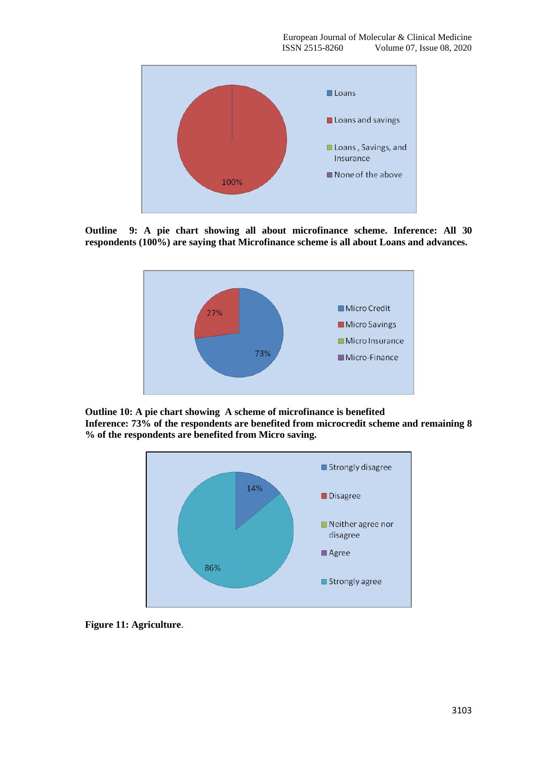**Outline 9: A pie chart showing all about microfinance scheme. Inference: All 30 respondents (100%) are saying that Microfinance scheme is all about Loans and advances.**

**Outline 10: A pie chart showing A scheme of microfinance is benefited**
**Inference: 73% of the respondents are benefited from microcredit scheme and remaining 8 % of the respondents are benefited from Micro saving.**

**Figure 11: Agriculture**.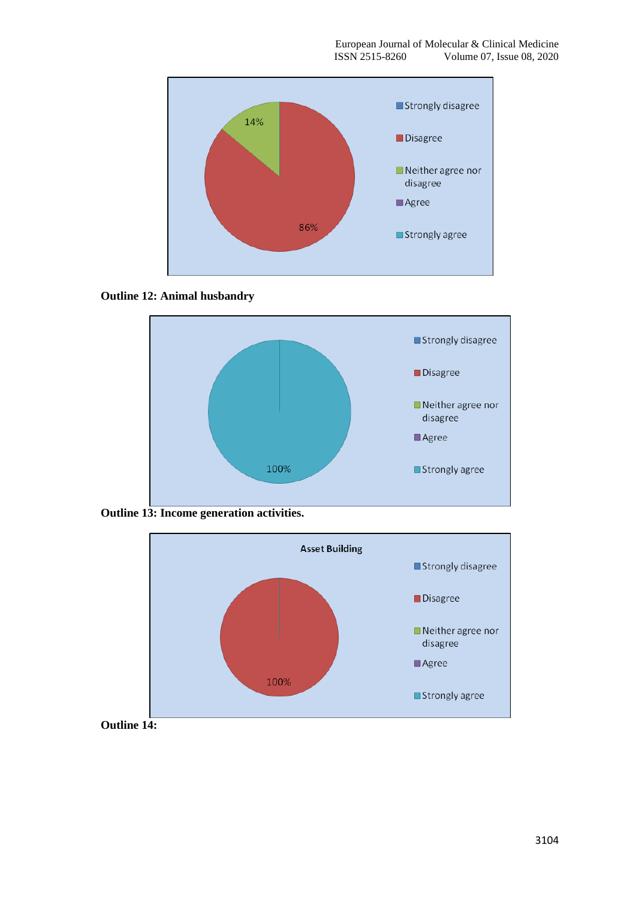Strongly disagree
Disagree
Neither agree nor disagree
Agree
Strongly agree

14%
86%

**Outline 12: Animal husbandry**

Strongly disagree
Disagree
Neither agree nor disagree
Agree
Strongly agree

100%

**Outline 13: Income generation activities.**

Asset Building

Strongly disagree
Disagree
Neither agree nor disagree
Agree
Strongly agree

100%

**Outline 14:**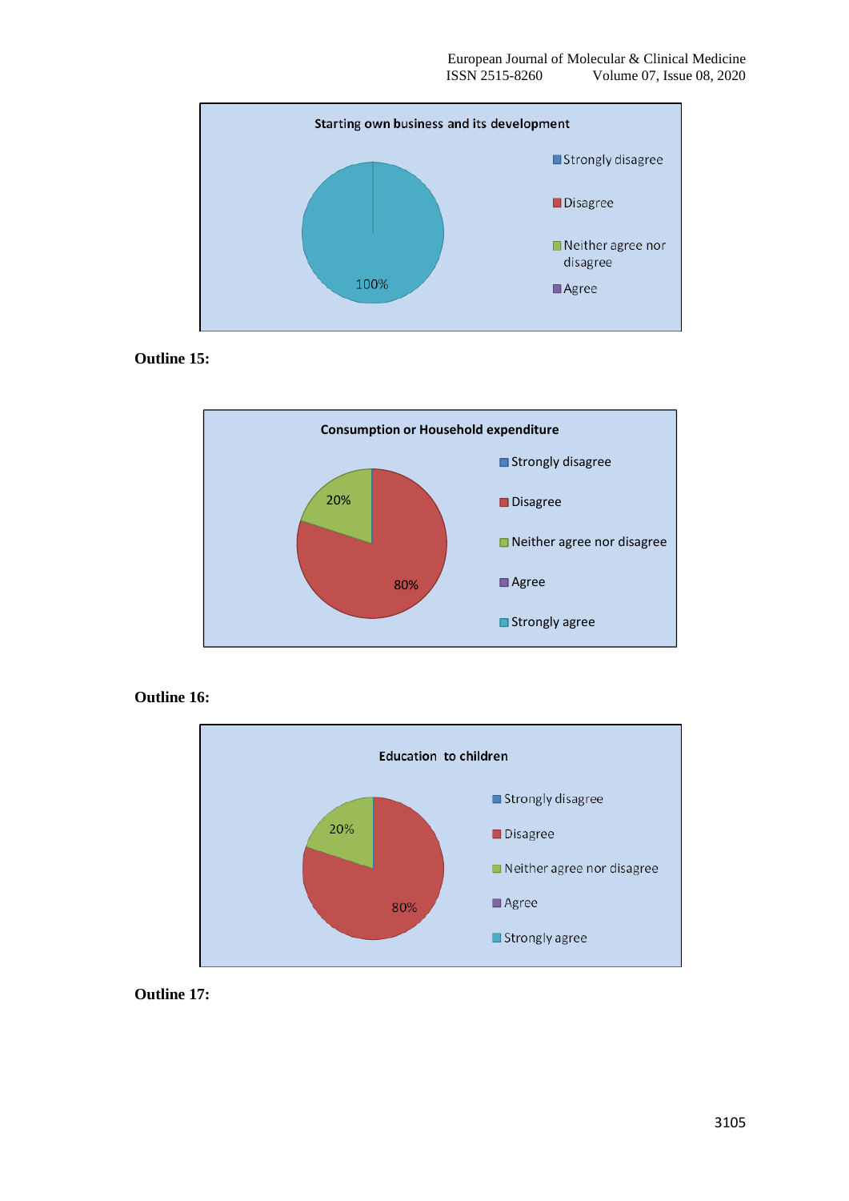Starting own business and its development

- Strongly disagree
- Disagree
- Neither agree nor disagree
- Agree

100%

**Outline 15:**

Consumption or Household expenditure

- Strongly disagree
- Disagree
- Neither agree nor disagree
- Agree
- Strongly agree

20%

80%

**Outline 16:**

Education to children

- Strongly disagree
- Disagree
- Neither agree nor disagree
- Agree
- Strongly agree

20%

80%

**Outline 17:**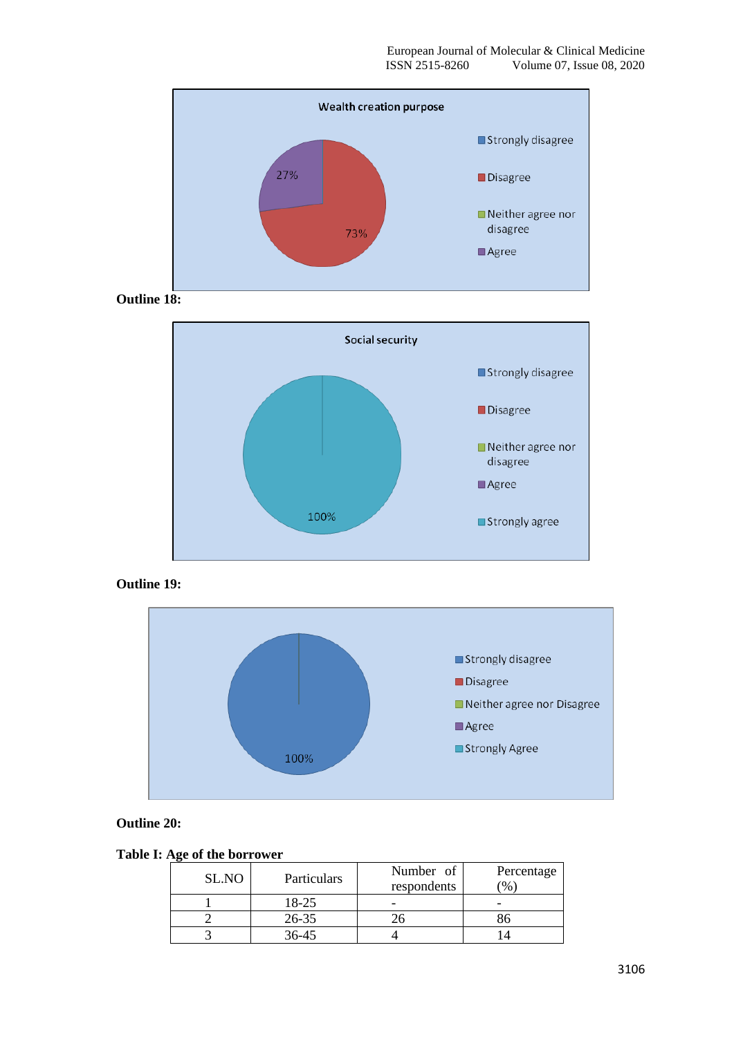Wealth creation purpose

- Strongly disagree
- Disagree
- Neither agree nor disagree
- Agree

27%

73%

**Outline 18:**

Social security

- Strongly disagree
- Disagree
- Neither agree nor disagree
- Agree
- Strongly agree

100%

**Outline 19:**

- Strongly disagree
- Disagree
- Neither agree nor Disagree
- Agree
- Strongly Agree

100%

**Outline 20:**

**Table I: Age of the borrower**

| SL.NO | Particulars | Number of respondents | Percentage (%) |
|---|---|---|---|
| 1 | 18-25 | - | - |
| 2 | 26-35 | 26 | 86 |
| 3 | 36-45 | 4 | 14 |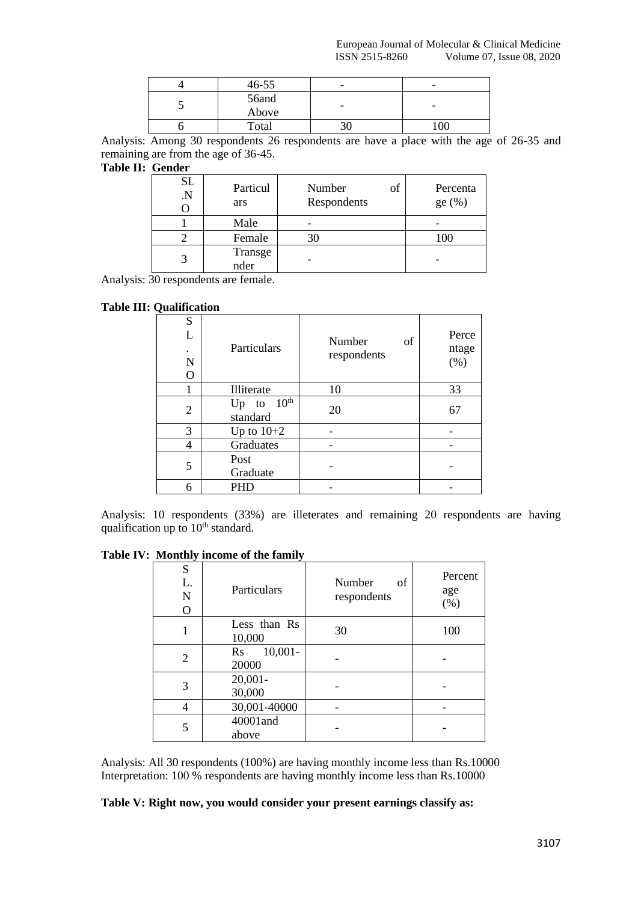| 4 | 46-55 | - | - |
|---|---|---|---|
| 5 | 56and Above | - | - |
| 6 | Total | 30 | 100 |

Analysis: Among 30 respondents 26 respondents are have a place with the age of 26-35 and remaining are from the age of 36-45.

**Table II: Gender**

| SL .NO | Particulars | Number of Respondents | Percentage (%) |
|---|---|---|---|
| 1 | Male | - | - |
| 2 | Female | 30 | 100 |
| 3 | Transgender | - | - |

Analysis: 30 respondents are female.

**Table III: Qualification**

| SL. NO | Particulars | Number of respondents | Percentage (%) |
|---|---|---|---|
| 1 | Illiterate | 10 | 33 |
| 2 | Up to $10^{th}$ standard | 20 | 67 |
| 3 | Up to 10+2 | - | - |
| 4 | Graduates | - | - |
| 5 | Post Graduate | - | - |
| 6 | PHD | - | - |

Analysis: 10 respondents (33%) are illeterates and remaining 20 respondents are having qualification up to $10^{th}$ standard.

**Table IV: Monthly income of the family**

| SL. NO | Particulars | Number of respondents | Percentage (%) |
|---|---|---|---|
| 1 | Less than Rs 10,000 | 30 | 100 |
| 2 | Rs 10,001-20000 | - | - |
| 3 | 20,001-30,000 | - | - |
| 4 | 30,001-40000 | - | - |
| 5 | 40001and above | - | - |

Analysis: All 30 respondents (100%) are having monthly income less than Rs.10000
Interpretation: 100 % respondents are having monthly income less than Rs.10000

**Table V: Right now, you would consider your present earnings classify as:**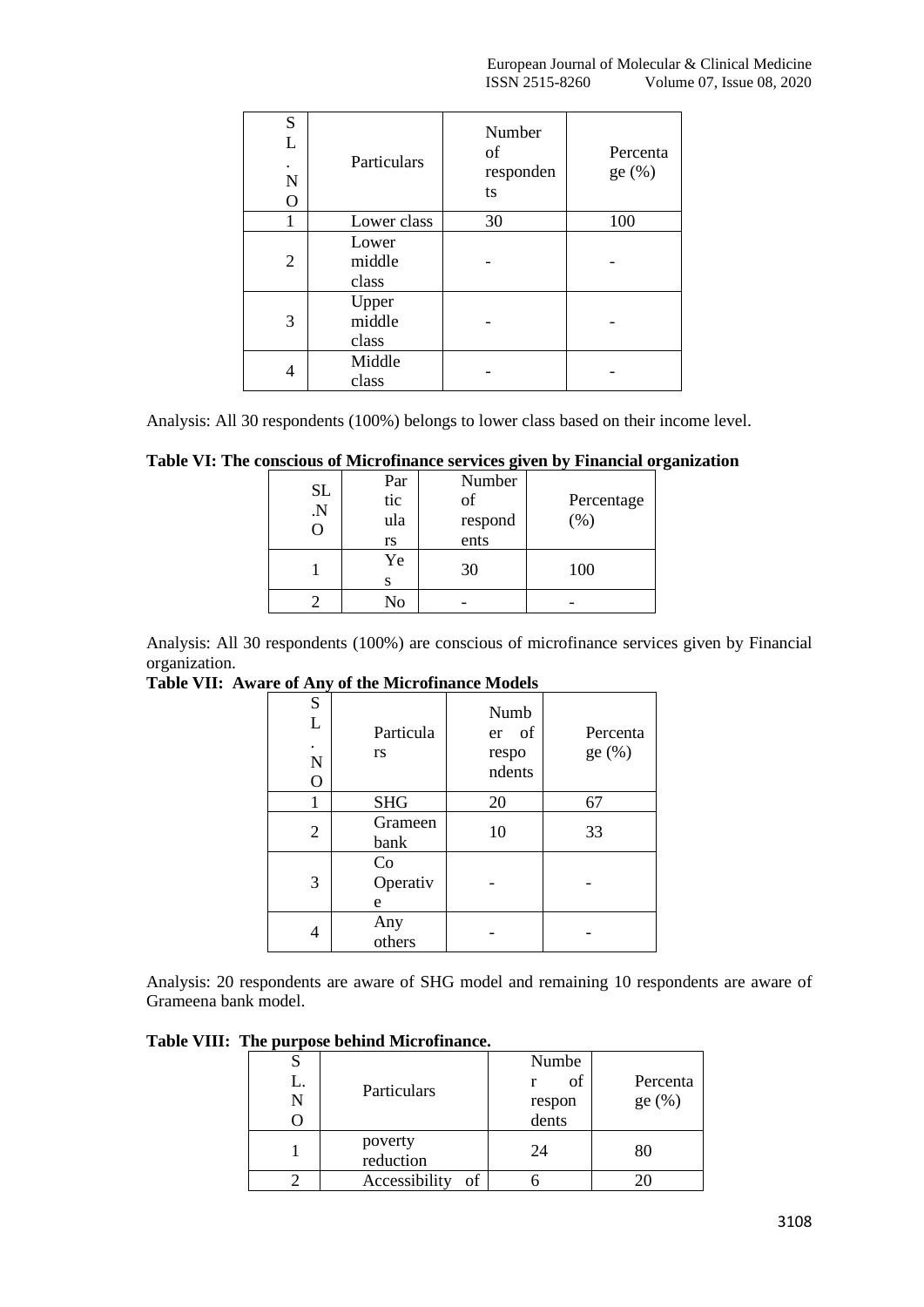| SL.NO | Particulars | Number of respondents | Percentage (%) |
|---|---|---|---|
| 1 | Lower class | 30 | 100 |
| 2 | Lower middle class | - | - |
| 3 | Upper middle class | - | - |
| 4 | Middle class | - | - |

Analysis: All 30 respondents (100%) belongs to lower class based on their income level.

**Table VI: The conscious of Microfinance services given by Financial organization**

| SL.NO | Particulars | Number of respondents | Percentage (%) |
|---|---|---|---|
| 1 | Yes | 30 | 100 |
| 2 | No | - | - |

Analysis: All 30 respondents (100%) are conscious of microfinance services given by Financial organization.

**Table VII: Aware of Any of the Microfinance Models**

| SL.NO | Particulars | Number of respondents | Percentage (%) |
|---|---|---|---|
| 1 | SHG | 20 | 67 |
| 2 | Grameen bank | 10 | 33 |
| 3 | Co Operative | - | - |
| 4 | Any others | - | - |

Analysis: 20 respondents are aware of SHG model and remaining 10 respondents are aware of Grameena bank model.

**Table VIII: The purpose behind Microfinance.**

| SL.NO | Particulars | Number of respondents | Percentage (%) |
|---|---|---|---|
| 1 | poverty reduction | 24 | 80 |
| 2 | Accessibility of | 6 | 20 |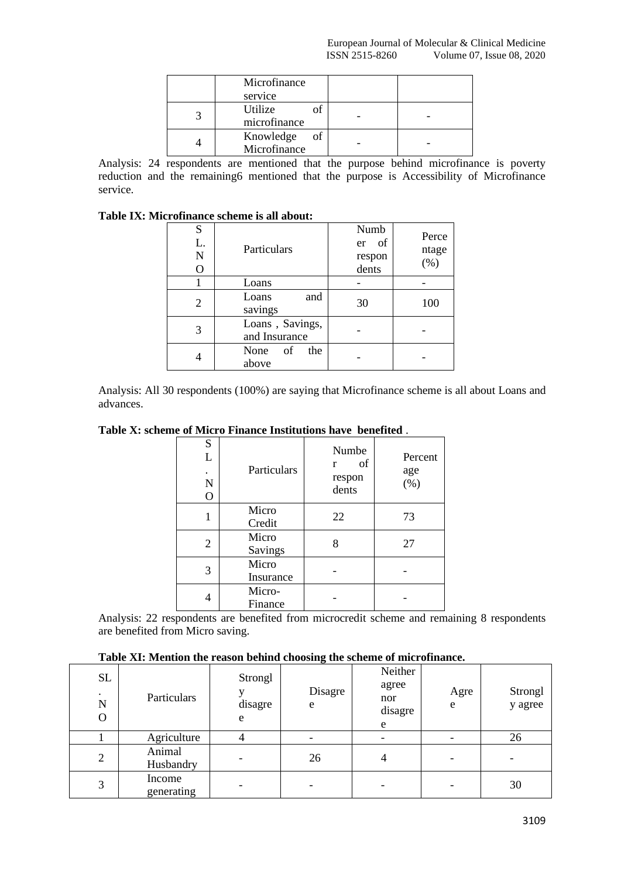| | Microfinance service | | |
| --- | --- | --- | --- |
| 3 | Utilize of microfinance | - | - |
| 4 | Knowledge of Microfinance | - | - |

Analysis: 24 respondents are mentioned that the purpose behind microfinance is poverty reduction and the remaining6 mentioned that the purpose is Accessibility of Microfinance service.

**Table IX: Microfinance scheme is all about:**

| SL. NO | Particulars | Number of respondents | Percentage (%) |
| --- | --- | --- | --- |
| 1 | Loans | - | - |
| 2 | Loans and savings | 30 | 100 |
| 3 | Loans , Savings, and Insurance | - | - |
| 4 | None of the above | - | - |

Analysis: All 30 respondents (100%) are saying that Microfinance scheme is all about Loans and advances.

**Table X: scheme of Micro Finance Institutions have benefited .**

| SL. NO | Particulars | Number of respondents | Percentage (%) |
| --- | --- | --- | --- |
| 1 | Micro Credit | 22 | 73 |
| 2 | Micro Savings | 8 | 27 |
| 3 | Micro Insurance | - | - |
| 4 | Micro-Finance | - | - |

Analysis: 22 respondents are benefited from microcredit scheme and remaining 8 respondents are benefited from Micro saving.

**Table XI: Mention the reason behind choosing the scheme of microfinance.**

| SL. NO | Particulars | Strongly disagree | Disagree | Neither agree nor disagree | Agree | Strongly agree |
| --- | --- | --- | --- | --- | --- | --- |
| 1 | Agriculture | 4 | - | - | - | 26 |
| 2 | Animal Husbandry | - | 26 | 4 | - | - |
| 3 | Income generating | - | - | - | - | 30 |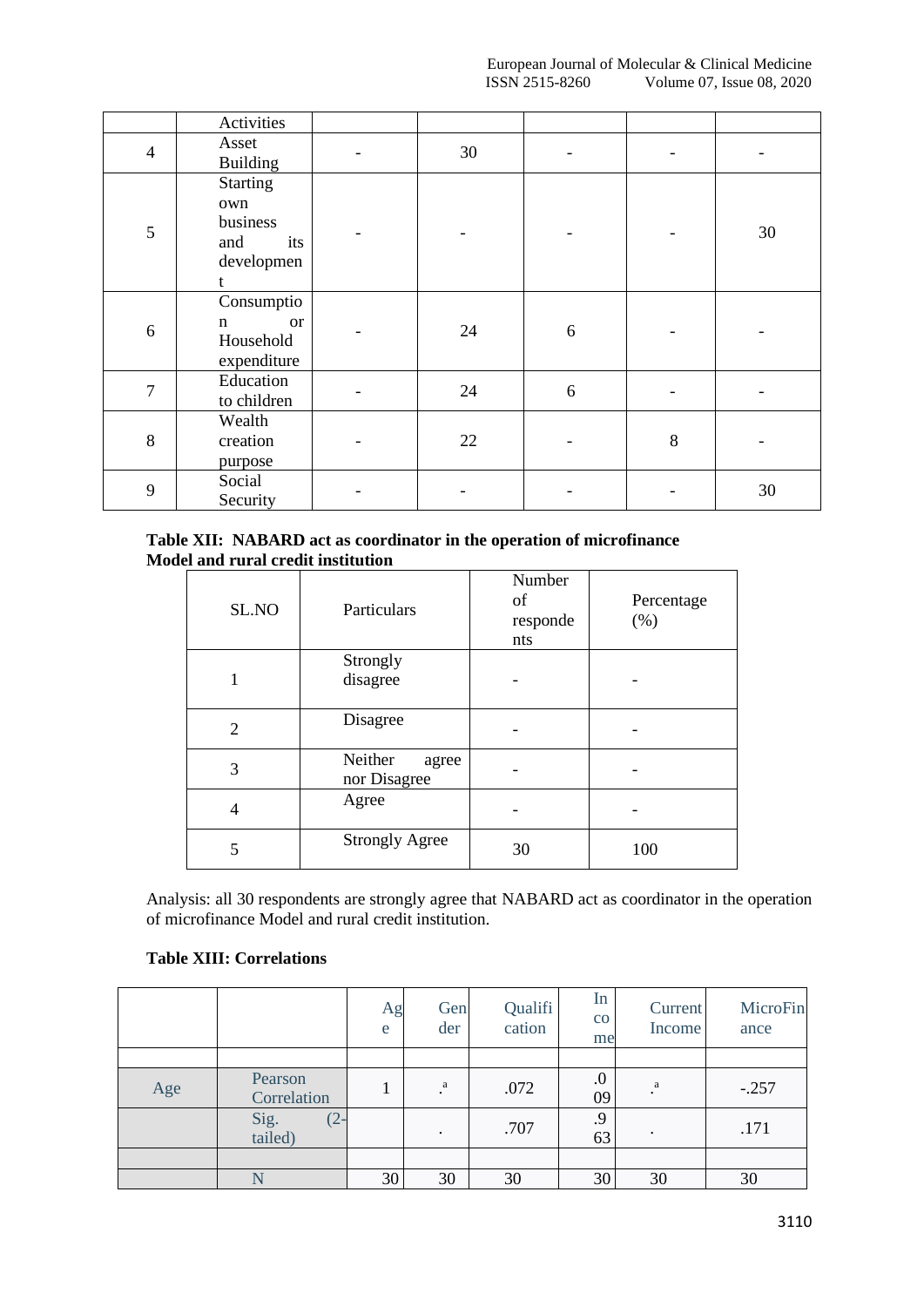|  | Activities |  |  |  |  |  |
|---|---|---|---|---|---|---|
| 4 | Asset Building | - | 30 | - | - | - |
| 5 | Starting own business and its development | - | - | - | - | 30 |
| 6 | Consumption or Household expenditure | - | 24 | 6 | - | - |
| 7 | Education to children | - | 24 | 6 | - | - |
| 8 | Wealth creation purpose | - | 22 | - | 8 | - |
| 9 | Social Security | - | - | - | - | 30 |

**Table XII: NABARD act as coordinator in the operation of microfinance Model and rural credit institution**

| SL.NO | Particulars | Number of respondents | Percentage (%) |
|---|---|---|---|
| 1 | Strongly disagree | - | - |
| 2 | Disagree | - | - |
| 3 | Neither agree nor Disagree | - | - |
| 4 | Agree | - | - |
| 5 | Strongly Agree | 30 | 100 |

Analysis: all 30 respondents are strongly agree that NABARD act as coordinator in the operation of microfinance Model and rural credit institution.

**Table XIII: Correlations**

|  |  | Age | Gender | Qualification | Income | Current Income | MicroFinance |
|---|---|---|---|---|---|---|---|
|  |  |  |  |  |  |  |  |
| Age | Pearson Correlation | 1 | .[a] | .072 | .009 | .[a] | -.257 |
|  | Sig. (2-tailed) |  | . | .707 | .963 | . | .171 |
|  |  |  |  |  |  |  |  |
|  | N | 30 | 30 | 30 | 30 | 30 | 30 |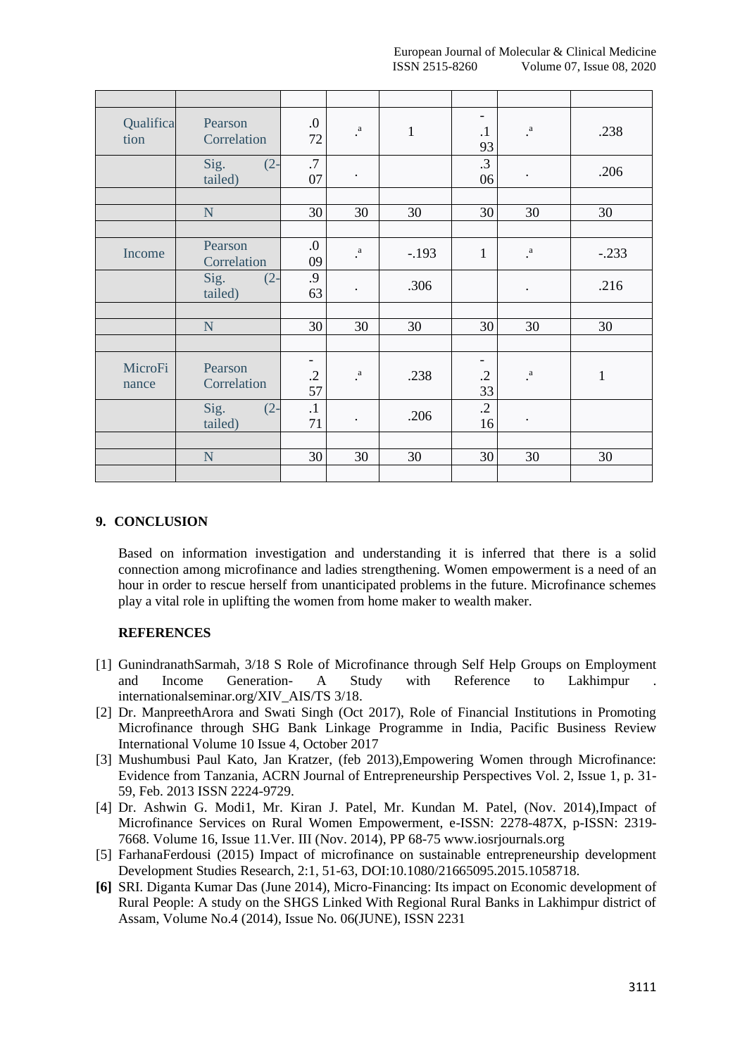| | | | | | | | |
|---|---|---|---|---|---|---|---|
| Qualification | Pearson Correlation | .072 | .[a] | 1 | -.193 | .[a] | .238 |
| | Sig. (2-tailed) | .707 | . | | .306 | . | .206 |
| | | | | | | | |
| | N | 30 | 30 | 30 | 30 | 30 | 30 |
| | | | | | | | |
| Income | Pearson Correlation | .009 | .[a] | -.193 | 1 | .[a] | -.233 |
| | Sig. (2-tailed) | .963 | . | .306 | | . | .216 |
| | | | | | | | |
| | N | 30 | 30 | 30 | 30 | 30 | 30 |
| | | | | | | | |
| MicroFinance | Pearson Correlation | -.257 | .[a] | .238 | -.233 | .[a] | 1 |
| | Sig. (2-tailed) | .171 | . | .206 | .216 | . | |
| | | | | | | | |
| | N | 30 | 30 | 30 | 30 | 30 | 30 |
| | | | | | | | |

## 9. CONCLUSION

Based on information investigation and understanding it is inferred that there is a solid connection among microfinance and ladies strengthening. Women empowerment is a need of an hour in order to rescue herself from unanticipated problems in the future. Microfinance schemes play a vital role in uplifting the women from home maker to wealth maker.

### REFERENCES

[1] GunindranathSarmah, 3/18 S Role of Microfinance through Self Help Groups on Employment and Income Generation- A Study with Reference to Lakhimpur . internationalseminar.org/XIV_AIS/TS 3/18.

[2] Dr. ManpreethArora and Swati Singh (Oct 2017), Role of Financial Institutions in Promoting Microfinance through SHG Bank Linkage Programme in India, Pacific Business Review International Volume 10 Issue 4, October 2017

[3] Mushumbusi Paul Kato, Jan Kratzer, (feb 2013),Empowering Women through Microfinance: Evidence from Tanzania, ACRN Journal of Entrepreneurship Perspectives Vol. 2, Issue 1, p. 31-59, Feb. 2013 ISSN 2224-9729.

[4] Dr. Ashwin G. Modi1, Mr. Kiran J. Patel, Mr. Kundan M. Patel, (Nov. 2014),Impact of Microfinance Services on Rural Women Empowerment, e-ISSN: 2278-487X, p-ISSN: 2319-7668. Volume 16, Issue 11.Ver. III (Nov. 2014), PP 68-75 www.iosrjournals.org

[5] FarhanaFerdousi (2015) Impact of microfinance on sustainable entrepreneurship development Development Studies Research, 2:1, 51-63, DOI:10.1080/21665095.2015.1058718.

**[6]** SRI. Diganta Kumar Das (June 2014), Micro-Financing: Its impact on Economic development of Rural People: A study on the SHGS Linked With Regional Rural Banks in Lakhimpur district of Assam, Volume No.4 (2014), Issue No. 06(JUNE), ISSN 2231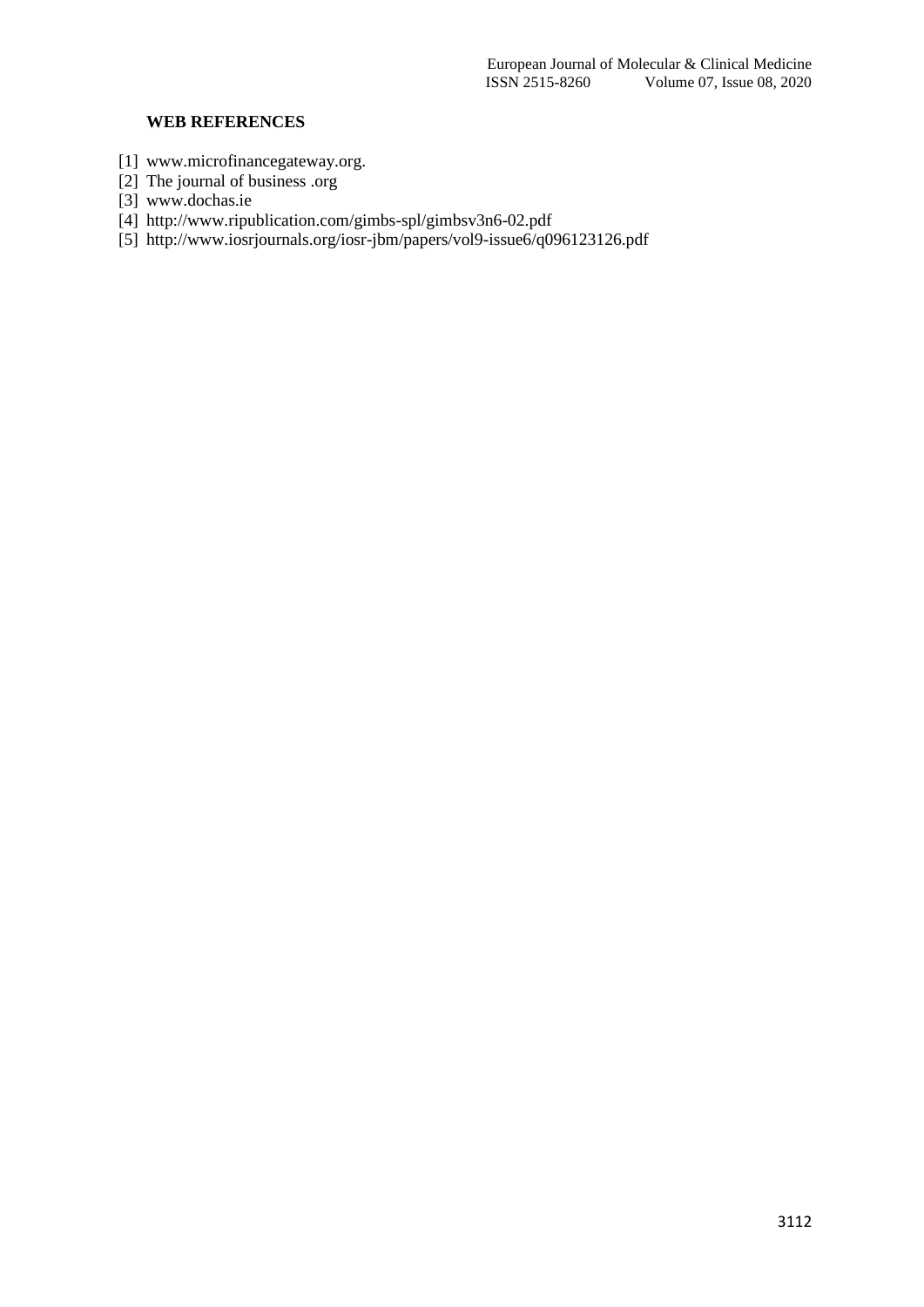## WEB REFERENCES

[1] www.microfinancegateway.org.
[2] The journal of business .org
[3] www.dochas.ie
[4] http://www.ripublication.com/gimbs-spl/gimbsv3n6-02.pdf
[5] http://www.iosrjournals.org/iosr-jbm/papers/vol9-issue6/q096123126.pdf